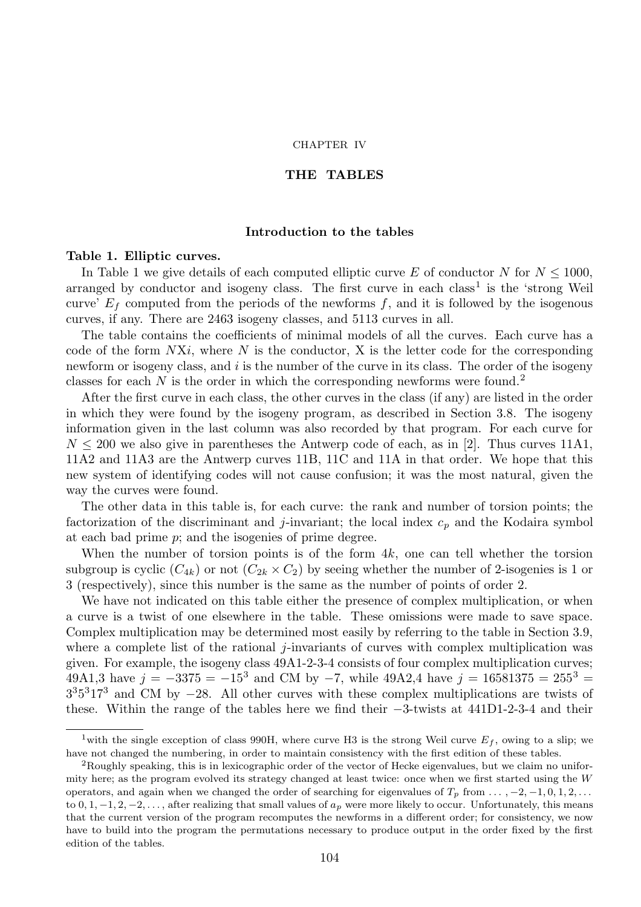CHAPTER IV

# THE TABLES

## Introduction to the tables

**Table 1. Elliptic curves.**

In Table 1 we give details of each computed elliptic curve $E$ of conductor $N$ for $N \leq 1000$, arranged by conductor and isogeny class. The first curve in each class[1] is the 'strong Weil curve' $E_f$ computed from the periods of the newforms $f$, and it is followed by the isogenous curves, if any. There are 2463 isogeny classes, and 5113 curves in all.

The table contains the coefficients of minimal models of all the curves. Each curve has a code of the form $N$X$i$, where $N$ is the conductor, X is the letter code for the corresponding newform or isogeny class, and $i$ is the number of the curve in its class. The order of the isogeny classes for each $N$ is the order in which the corresponding newforms were found.[2]

After the first curve in each class, the other curves in the class (if any) are listed in the order in which they were found by the isogeny program, as described in Section 3.8. The isogeny information given in the last column was also recorded by that program. For each curve for $N \leq 200$ we also give in parentheses the Antwerp code of each, as in [2]. Thus curves 11A1, 11A2 and 11A3 are the Antwerp curves 11B, 11C and 11A in that order. We hope that this new system of identifying codes will not cause confusion; it was the most natural, given the way the curves were found.

The other data in this table is, for each curve: the rank and number of torsion points; the factorization of the discriminant and $j$-invariant; the local index $c_p$ and the Kodaira symbol at each bad prime $p$; and the isogenies of prime degree.

When the number of torsion points is of the form $4k$, one can tell whether the torsion subgroup is cyclic ($C_{4k}$) or not ($C_{2k} \times C_2$) by seeing whether the number of 2-isogenies is 1 or 3 (respectively), since this number is the same as the number of points of order 2.

We have not indicated on this table either the presence of complex multiplication, or when a curve is a twist of one elsewhere in the table. These omissions were made to save space. Complex multiplication may be determined most easily by referring to the table in Section 3.9, where a complete list of the rational $j$-invariants of curves with complex multiplication was given. For example, the isogeny class 49A1-2-3-4 consists of four complex multiplication curves; 49A1,3 have $j = -3375 = -15^3$ and CM by $-7$, while 49A2,4 have $j = 16581375 = 255^3 = 3^3 5^3 17^3$ and CM by $-28$. All other curves with these complex multiplications are twists of these. Within the range of the tables here we find their $-3$-twists at 441D1-2-3-4 and their

---

[1] with the single exception of class 990H, where curve H3 is the strong Weil curve $E_f$, owing to a slip; we have not changed the numbering, in order to maintain consistency with the first edition of these tables.

[2] Roughly speaking, this is in lexicographic order of the vector of Hecke eigenvalues, but we claim no uniformity here; as the program evolved its strategy changed at least twice: once when we first started using the $W$ operators, and again when we changed the order of searching for eigenvalues of $T_p$ from $\dots, -2, -1, 0, 1, 2, \dots$ to $0, 1, -1, 2, -2, \dots$, after realizing that small values of $a_p$ were more likely to occur. Unfortunately, this means that the current version of the program recomputes the newforms in a different order; for consistency, we now have to build into the program the permutations necessary to produce output in the order fixed by the first edition of the tables.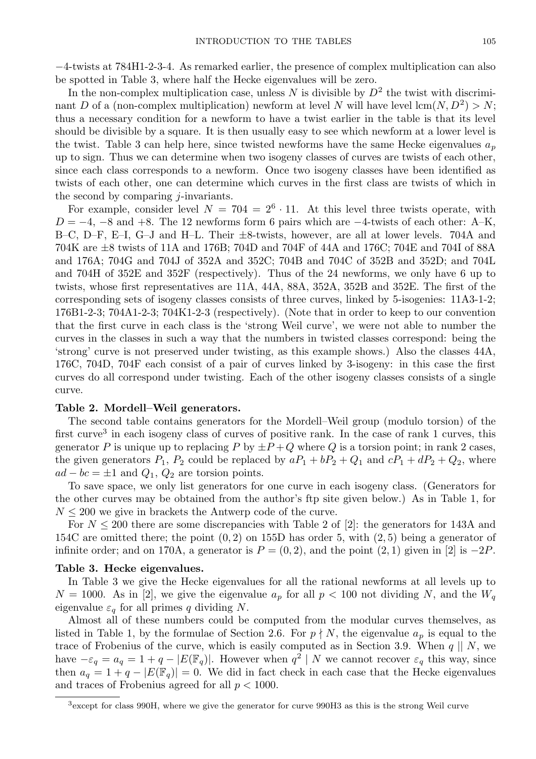−4-twists at 784H1-2-3-4. As remarked earlier, the presence of complex multiplication can also be spotted in Table 3, where half the Hecke eigenvalues will be zero.

In the non-complex multiplication case, unless $N$ is divisible by $D^2$ the twist with discriminant $D$ of a (non-complex multiplication) newform at level $N$ will have level $\mathrm{lcm}(N, D^2) > N$; thus a necessary condition for a newform to have a twist earlier in the table is that its level should be divisible by a square. It is then usually easy to see which newform at a lower level is the twist. Table 3 can help here, since twisted newforms have the same Hecke eigenvalues $a_p$ up to sign. Thus we can determine when two isogeny classes of curves are twists of each other, since each class corresponds to a newform. Once two isogeny classes have been identified as twists of each other, one can determine which curves in the first class are twists of which in the second by comparing $j$-invariants.

For example, consider level $N = 704 = 2^6 \cdot 11$. At this level three twists operate, with $D = -4$, $-8$ and $+8$. The 12 newforms form 6 pairs which are −4-twists of each other: A–K, B–C, D–F, E–I, G–J and H–L. Their ±8-twists, however, are all at lower levels. 704A and 704K are ±8 twists of 11A and 176B; 704D and 704F of 44A and 176C; 704E and 704I of 88A and 176A; 704G and 704J of 352A and 352C; 704B and 704C of 352B and 352D; and 704L and 704H of 352E and 352F (respectively). Thus of the 24 newforms, we only have 6 up to twists, whose first representatives are 11A, 44A, 88A, 352A, 352B and 352E. The first of the corresponding sets of isogeny classes consists of three curves, linked by 5-isogenies: 11A3-1-2; 176B1-2-3; 704A1-2-3; 704K1-2-3 (respectively). (Note that in order to keep to our convention that the first curve in each class is the 'strong Weil curve', we were not able to number the curves in the classes in such a way that the numbers in twisted classes correspond: being the 'strong' curve is not preserved under twisting, as this example shows.) Also the classes 44A, 176C, 704D, 704F each consist of a pair of curves linked by 3-isogeny: in this case the first curves do all correspond under twisting. Each of the other isogeny classes consists of a single curve.

**Table 2. Mordell–Weil generators.**

The second table contains generators for the Mordell–Weil group (modulo torsion) of the first curve[3] in each isogeny class of curves of positive rank. In the case of rank 1 curves, this generator $P$ is unique up to replacing $P$ by $\pm P + Q$ where $Q$ is a torsion point; in rank 2 cases, the given generators $P_1$, $P_2$ could be replaced by $aP_1 + bP_2 + Q_1$ and $cP_1 + dP_2 + Q_2$, where $ad - bc = \pm 1$ and $Q_1$, $Q_2$ are torsion points.

To save space, we only list generators for one curve in each isogeny class. (Generators for the other curves may be obtained from the author's ftp site given below.) As in Table 1, for $N \leq 200$ we give in brackets the Antwerp code of the curve.

For $N \leq 200$ there are some discrepancies with Table 2 of [2]: the generators for 143A and 154C are omitted there; the point $(0, 2)$ on 155D has order 5, with $(2, 5)$ being a generator of infinite order; and on 170A, a generator is $P = (0, 2)$, and the point $(2, 1)$ given in [2] is $-2P$.

**Table 3. Hecke eigenvalues.**

In Table 3 we give the Hecke eigenvalues for all the rational newforms at all levels up to $N = 1000$. As in [2], we give the eigenvalue $a_p$ for all $p < 100$ not dividing $N$, and the $W_q$ eigenvalue $\varepsilon_q$ for all primes $q$ dividing $N$.

Almost all of these numbers could be computed from the modular curves themselves, as listed in Table 1, by the formulae of Section 2.6. For $p \nmid N$, the eigenvalue $a_p$ is equal to the trace of Frobenius of the curve, which is easily computed as in Section 3.9. When $q \parallel N$, we have $-\varepsilon_q = a_q = 1 + q - |E(\mathbb{F}_q)|$. However when $q^2 \mid N$ we cannot recover $\varepsilon_q$ this way, since then $a_q = 1 + q - |E(\mathbb{F}_q)| = 0$. We did in fact check in each case that the Hecke eigenvalues and traces of Frobenius agreed for all $p < 1000$.

[3] except for class 990H, where we give the generator for curve 990H3 as this is the strong Weil curve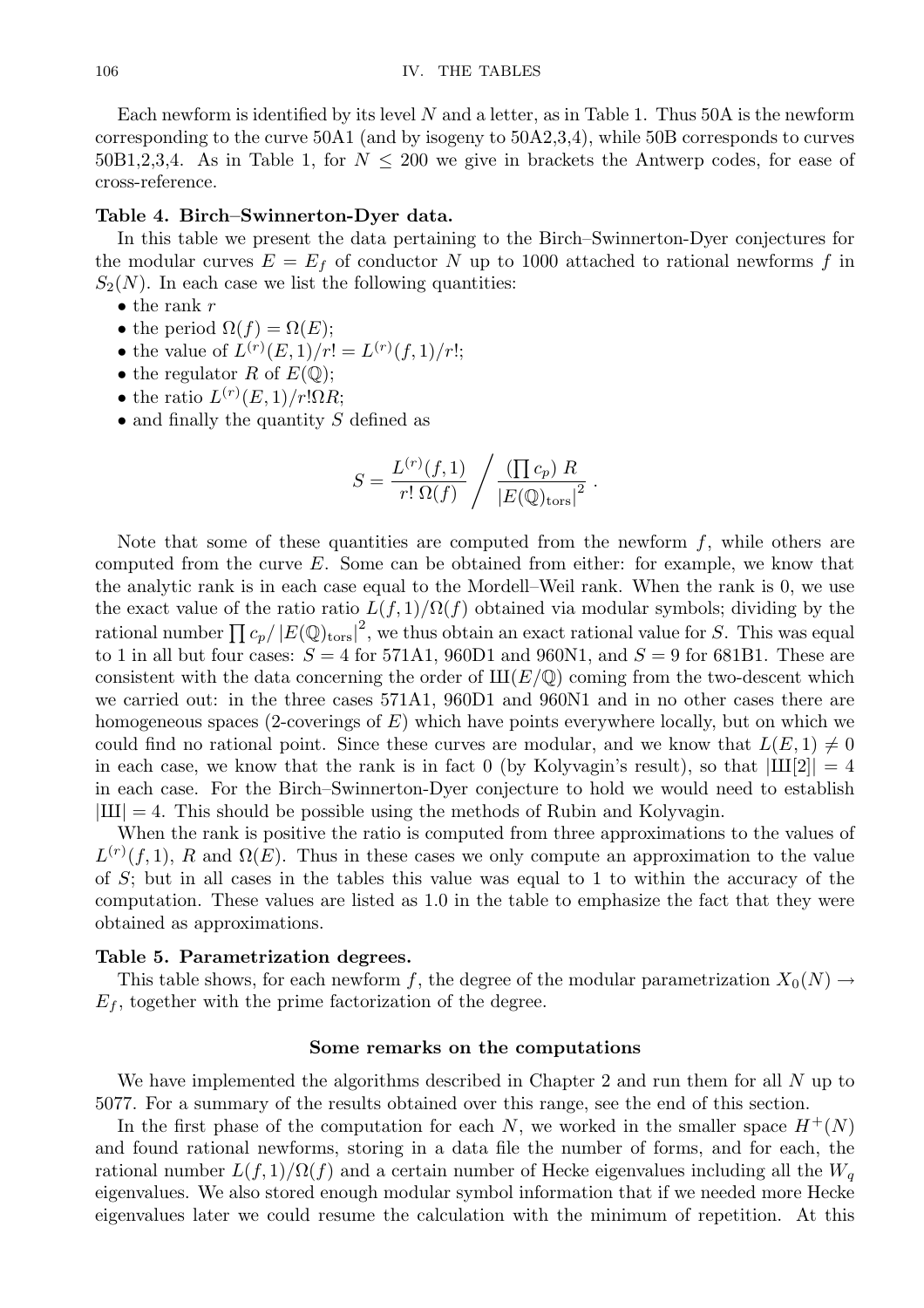Each newform is identified by its level $N$ and a letter, as in Table 1. Thus 50A is the newform corresponding to the curve 50A1 (and by isogeny to 50A2,3,4), while 50B corresponds to curves 50B1,2,3,4. As in Table 1, for $N \leq 200$ we give in brackets the Antwerp codes, for ease of cross-reference.

**Table 4. Birch–Swinnerton-Dyer data.**

In this table we present the data pertaining to the Birch–Swinnerton-Dyer conjectures for the modular curves $E = E_f$ of conductor $N$ up to 1000 attached to rational newforms $f$ in $S_2(N)$. In each case we list the following quantities:

- the rank $r$
- the period $\Omega(f) = \Omega(E)$;
- the value of $L^{(r)}(E, 1)/r! = L^{(r)}(f, 1)/r!$;
- the regulator $R$ of $E(\mathbb{Q})$;
- the ratio $L^{(r)}(E, 1)/r!\Omega R$;
- and finally the quantity $S$ defined as

$$S = \frac{L^{(r)}(f, 1)}{r!\ \Omega(f)} \Bigg/ \frac{(\prod c_p)\ R}{|E(\mathbb{Q})_{\mathrm{tors}}|^2}\ .$$

Note that some of these quantities are computed from the newform $f$, while others are computed from the curve $E$. Some can be obtained from either: for example, we know that the analytic rank is in each case equal to the Mordell–Weil rank. When the rank is 0, we use the exact value of the ratio ratio $L(f, 1)/\Omega(f)$ obtained via modular symbols; dividing by the rational number $\prod c_p / |E(\mathbb{Q})_{\mathrm{tors}}|^2$, we thus obtain an exact rational value for $S$. This was equal to 1 in all but four cases: $S = 4$ for 571A1, 960D1 and 960N1, and $S = 9$ for 681B1. These are consistent with the data concerning the order of $Ш(E/\mathbb{Q})$ coming from the two-descent which we carried out: in the three cases 571A1, 960D1 and 960N1 and in no other cases there are homogeneous spaces (2-coverings of $E$) which have points everywhere locally, but on which we could find no rational point. Since these curves are modular, and we know that $L(E, 1) \neq 0$ in each case, we know that the rank is in fact 0 (by Kolyvagin's result), so that $|Ш[2]| = 4$ in each case. For the Birch–Swinnerton-Dyer conjecture to hold we would need to establish $|Ш| = 4$. This should be possible using the methods of Rubin and Kolyvagin.

When the rank is positive the ratio is computed from three approximations to the values of $L^{(r)}(f, 1)$, $R$ and $\Omega(E)$. Thus in these cases we only compute an approximation to the value of $S$; but in all cases in the tables this value was equal to 1 to within the accuracy of the computation. These values are listed as 1.0 in the table to emphasize the fact that they were obtained as approximations.

**Table 5. Parametrization degrees.**

This table shows, for each newform $f$, the degree of the modular parametrization $X_0(N) \to E_f$, together with the prime factorization of the degree.

## Some remarks on the computations

We have implemented the algorithms described in Chapter 2 and run them for all $N$ up to 5077. For a summary of the results obtained over this range, see the end of this section.

In the first phase of the computation for each $N$, we worked in the smaller space $H^+(N)$ and found rational newforms, storing in a data file the number of forms, and for each, the rational number $L(f, 1)/\Omega(f)$ and a certain number of Hecke eigenvalues including all the $W_q$ eigenvalues. We also stored enough modular symbol information that if we needed more Hecke eigenvalues later we could resume the calculation with the minimum of repetition. At this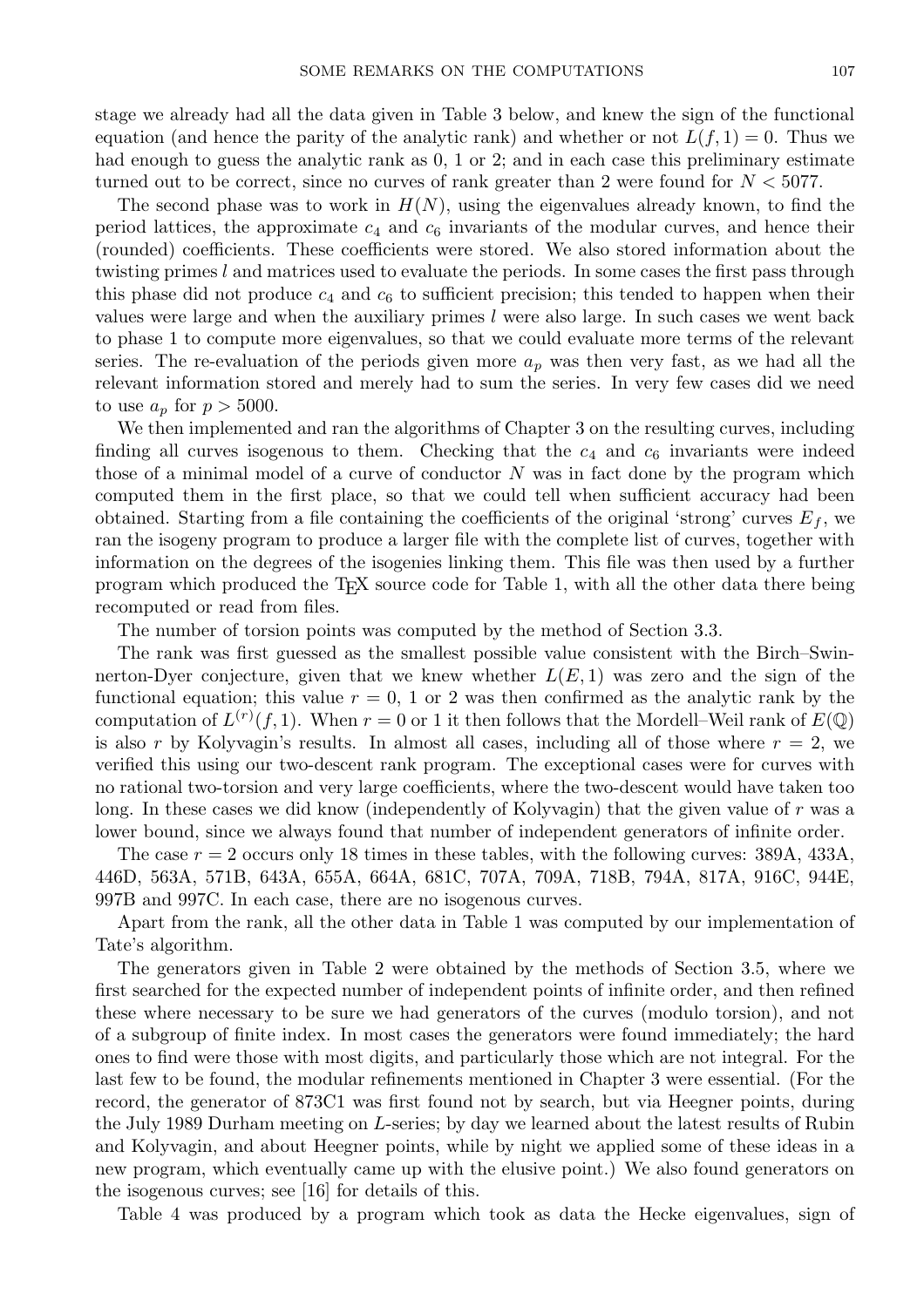stage we already had all the data given in Table 3 below, and knew the sign of the functional equation (and hence the parity of the analytic rank) and whether or not $L(f, 1) = 0$. Thus we had enough to guess the analytic rank as 0, 1 or 2; and in each case this preliminary estimate turned out to be correct, since no curves of rank greater than 2 were found for $N < 5077$.

The second phase was to work in $H(N)$, using the eigenvalues already known, to find the period lattices, the approximate $c_4$ and $c_6$ invariants of the modular curves, and hence their (rounded) coefficients. These coefficients were stored. We also stored information about the twisting primes $l$ and matrices used to evaluate the periods. In some cases the first pass through this phase did not produce $c_4$ and $c_6$ to sufficient precision; this tended to happen when their values were large and when the auxiliary primes $l$ were also large. In such cases we went back to phase 1 to compute more eigenvalues, so that we could evaluate more terms of the relevant series. The re-evaluation of the periods given more $a_p$ was then very fast, as we had all the relevant information stored and merely had to sum the series. In very few cases did we need to use $a_p$ for $p > 5000$.

We then implemented and ran the algorithms of Chapter 3 on the resulting curves, including finding all curves isogenous to them. Checking that the $c_4$ and $c_6$ invariants were indeed those of a minimal model of a curve of conductor $N$ was in fact done by the program which computed them in the first place, so that we could tell when sufficient accuracy had been obtained. Starting from a file containing the coefficients of the original 'strong' curves $E_f$, we ran the isogeny program to produce a larger file with the complete list of curves, together with information on the degrees of the isogenies linking them. This file was then used by a further program which produced the TEX source code for Table 1, with all the other data there being recomputed or read from files.

The number of torsion points was computed by the method of Section 3.3.

The rank was first guessed as the smallest possible value consistent with the Birch–Swinnerton-Dyer conjecture, given that we knew whether $L(E, 1)$ was zero and the sign of the functional equation; this value $r = 0$, 1 or 2 was then confirmed as the analytic rank by the computation of $L^{(r)}(f, 1)$. When $r = 0$ or 1 it then follows that the Mordell–Weil rank of $E(\mathbb{Q})$ is also $r$ by Kolyvagin's results. In almost all cases, including all of those where $r = 2$, we verified this using our two-descent rank program. The exceptional cases were for curves with no rational two-torsion and very large coefficients, where the two-descent would have taken too long. In these cases we did know (independently of Kolyvagin) that the given value of $r$ was a lower bound, since we always found that number of independent generators of infinite order.

The case $r = 2$ occurs only 18 times in these tables, with the following curves: 389A, 433A, 446D, 563A, 571B, 643A, 655A, 664A, 681C, 707A, 709A, 718B, 794A, 817A, 916C, 944E, 997B and 997C. In each case, there are no isogenous curves.

Apart from the rank, all the other data in Table 1 was computed by our implementation of Tate's algorithm.

The generators given in Table 2 were obtained by the methods of Section 3.5, where we first searched for the expected number of independent points of infinite order, and then refined these where necessary to be sure we had generators of the curves (modulo torsion), and not of a subgroup of finite index. In most cases the generators were found immediately; the hard ones to find were those with most digits, and particularly those which are not integral. For the last few to be found, the modular refinements mentioned in Chapter 3 were essential. (For the record, the generator of 873C1 was first found not by search, but via Heegner points, during the July 1989 Durham meeting on $L$-series; by day we learned about the latest results of Rubin and Kolyvagin, and about Heegner points, while by night we applied some of these ideas in a new program, which eventually came up with the elusive point.) We also found generators on the isogenous curves; see [16] for details of this.

Table 4 was produced by a program which took as data the Hecke eigenvalues, sign of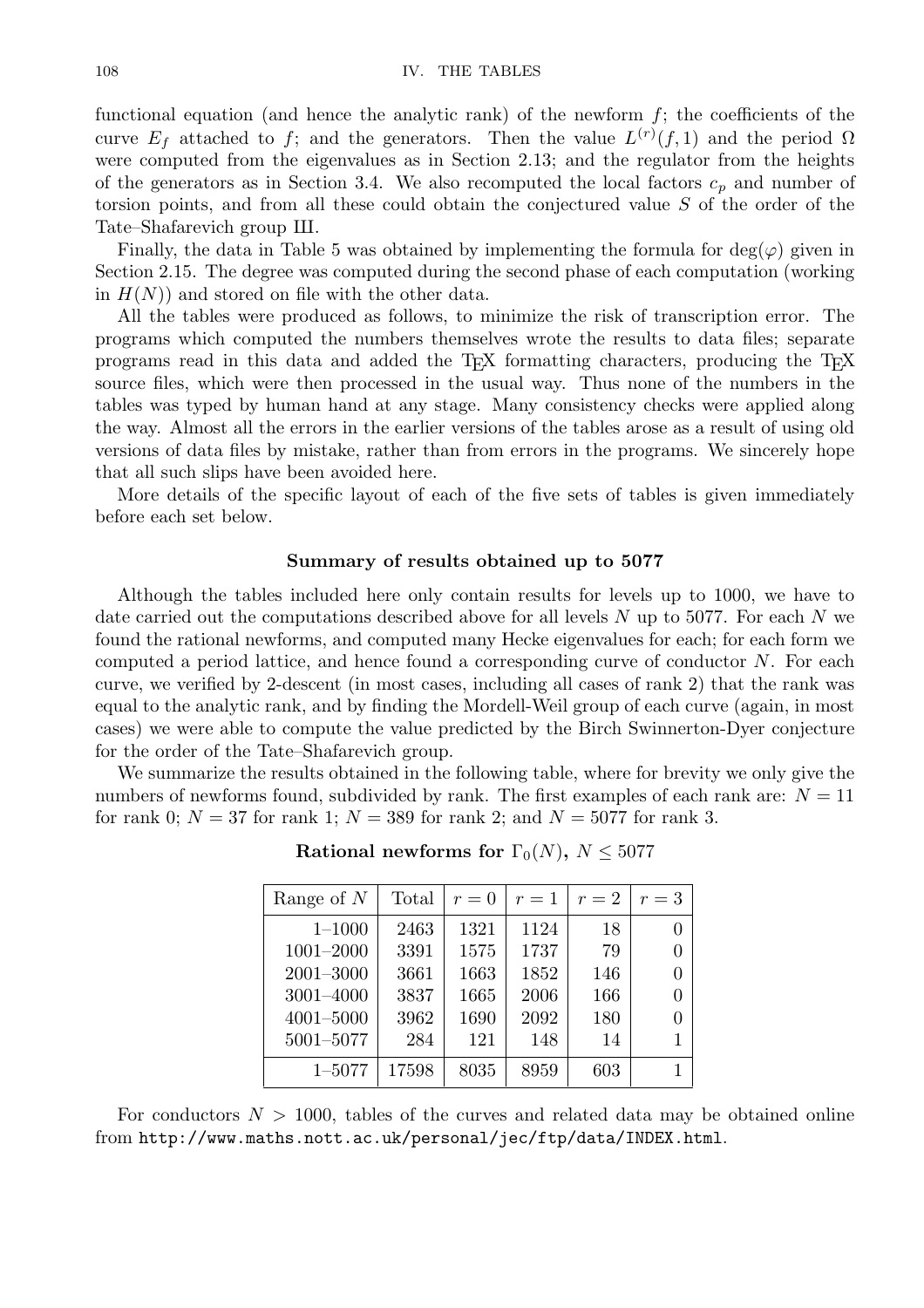functional equation (and hence the analytic rank) of the newform $f$; the coefficients of the curve $E_f$ attached to $f$; and the generators. Then the value $L^{(r)}(f, 1)$ and the period $\Omega$ were computed from the eigenvalues as in Section 2.13; and the regulator from the heights of the generators as in Section 3.4. We also recomputed the local factors $c_p$ and number of torsion points, and from all these could obtain the conjectured value $S$ of the order of the Tate–Shafarevich group Ш.

Finally, the data in Table 5 was obtained by implementing the formula for $\deg(\varphi)$ given in Section 2.15. The degree was computed during the second phase of each computation (working in $H(N)$) and stored on file with the other data.

All the tables were produced as follows, to minimize the risk of transcription error. The programs which computed the numbers themselves wrote the results to data files; separate programs read in this data and added the TEX formatting characters, producing the TEX source files, which were then processed in the usual way. Thus none of the numbers in the tables was typed by human hand at any stage. Many consistency checks were applied along the way. Almost all the errors in the earlier versions of the tables arose as a result of using old versions of data files by mistake, rather than from errors in the programs. We sincerely hope that all such slips have been avoided here.

More details of the specific layout of each of the five sets of tables is given immediately before each set below.

### Summary of results obtained up to 5077

Although the tables included here only contain results for levels up to 1000, we have to date carried out the computations described above for all levels $N$ up to 5077. For each $N$ we found the rational newforms, and computed many Hecke eigenvalues for each; for each form we computed a period lattice, and hence found a corresponding curve of conductor $N$. For each curve, we verified by 2-descent (in most cases, including all cases of rank 2) that the rank was equal to the analytic rank, and by finding the Mordell-Weil group of each curve (again, in most cases) we were able to compute the value predicted by the Birch Swinnerton-Dyer conjecture for the order of the Tate–Shafarevich group.

We summarize the results obtained in the following table, where for brevity we only give the numbers of newforms found, subdivided by rank. The first examples of each rank are: $N = 11$ for rank 0; $N = 37$ for rank 1; $N = 389$ for rank 2; and $N = 5077$ for rank 3.

**Rational newforms for $\Gamma_0(N)$, $N \leq 5077$**

| Range of $N$ | Total | $r = 0$ | $r = 1$ | $r = 2$ | $r = 3$ |
|---|---|---|---|---|---|
| 1–1000 | 2463 | 1321 | 1124 | 18 | 0 |
| 1001–2000 | 3391 | 1575 | 1737 | 79 | 0 |
| 2001–3000 | 3661 | 1663 | 1852 | 146 | 0 |
| 3001–4000 | 3837 | 1665 | 2006 | 166 | 0 |
| 4001–5000 | 3962 | 1690 | 2092 | 180 | 0 |
| 5001–5077 | 284 | 121 | 148 | 14 | 1 |
| 1–5077 | 17598 | 8035 | 8959 | 603 | 1 |

For conductors $N > 1000$, tables of the curves and related data may be obtained online from `http://www.maths.nott.ac.uk/personal/jec/ftp/data/INDEX.html`.